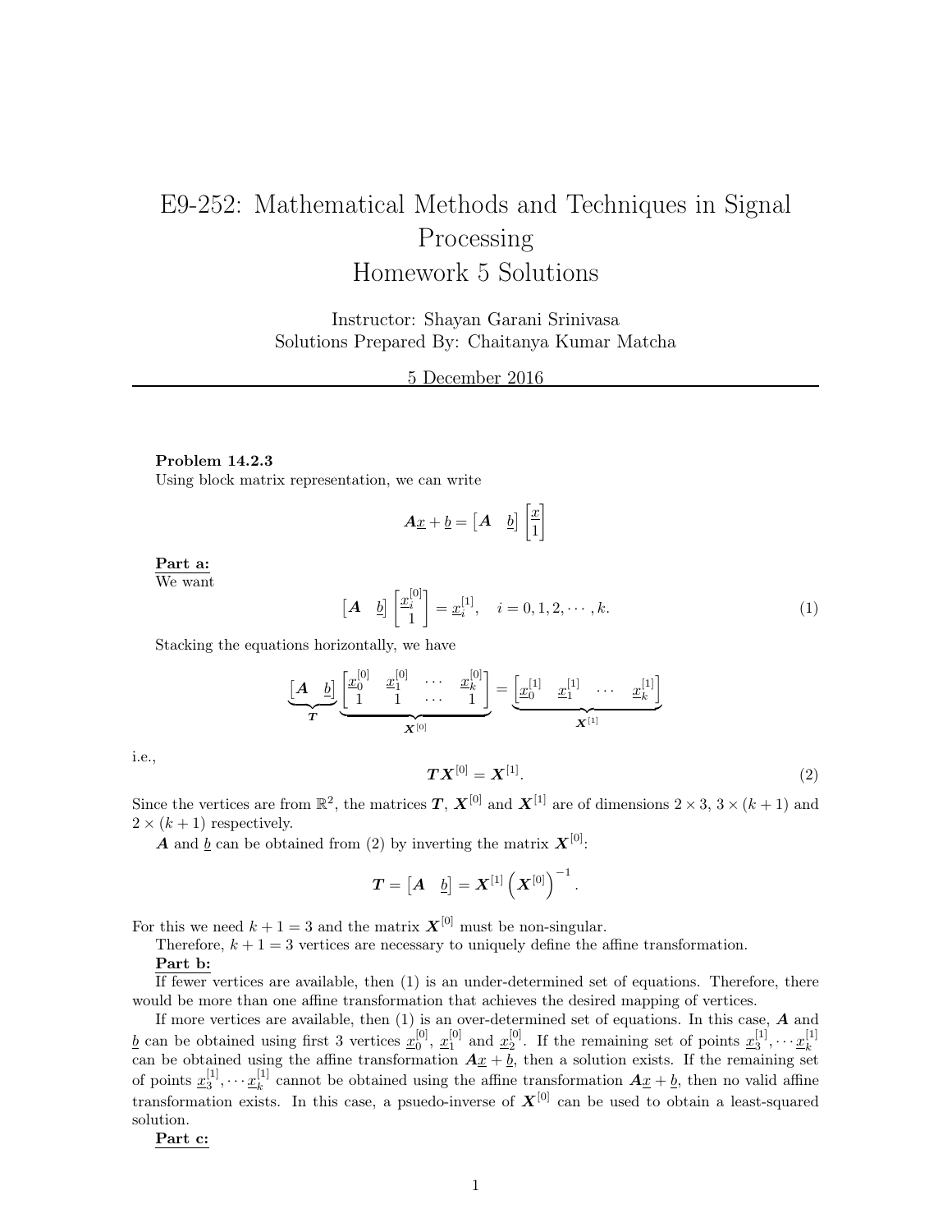# E9-252: Mathematical Methods and Techniques in Signal Processing
# Homework 5 Solutions

Instructor: Shayan Garani Srinivasa
Solutions Prepared By: Chaitanya Kumar Matcha

5 December 2016

---

**Problem 14.2.3**
Using block matrix representation, we can write

$$\boldsymbol{A}\underline{x} + \underline{b} = \begin{bmatrix} \boldsymbol{A} & \underline{b} \end{bmatrix} \begin{bmatrix} \underline{x} \\ 1 \end{bmatrix}$$

**Part a:**
We want

$$\begin{bmatrix} \boldsymbol{A} & \underline{b} \end{bmatrix} \begin{bmatrix} \underline{x}_i^{[0]} \\ 1 \end{bmatrix} = \underline{x}_i^{[1]}, \quad i = 0, 1, 2, \cdots, k. \tag{1}$$

Stacking the equations horizontally, we have

$$\underbrace{\begin{bmatrix} \boldsymbol{A} & \underline{b} \end{bmatrix}}_{\boldsymbol{T}} \underbrace{\begin{bmatrix} \underline{x}_0^{[0]} & \underline{x}_1^{[0]} & \cdots & \underline{x}_k^{[0]} \\ 1 & 1 & \cdots & 1 \end{bmatrix}}_{\boldsymbol{X}^{[0]}} = \underbrace{\begin{bmatrix} \underline{x}_0^{[1]} & \underline{x}_1^{[1]} & \cdots & \underline{x}_k^{[1]} \end{bmatrix}}_{\boldsymbol{X}^{[1]}}$$

i.e.,

$$\boldsymbol{T}\boldsymbol{X}^{[0]} = \boldsymbol{X}^{[1]}. \tag{2}$$

Since the vertices are from $\mathbb{R}^2$, the matrices $\boldsymbol{T}$, $\boldsymbol{X}^{[0]}$ and $\boldsymbol{X}^{[1]}$ are of dimensions $2 \times 3$, $3 \times (k+1)$ and $2 \times (k+1)$ respectively.

$\boldsymbol{A}$ and $\underline{b}$ can be obtained from (2) by inverting the matrix $\boldsymbol{X}^{[0]}$:

$$\boldsymbol{T} = \begin{bmatrix} \boldsymbol{A} & \underline{b} \end{bmatrix} = \boldsymbol{X}^{[1]} \left(\boldsymbol{X}^{[0]}\right)^{-1}.$$

For this we need $k + 1 = 3$ and the matrix $\boldsymbol{X}^{[0]}$ must be non-singular.

Therefore, $k + 1 = 3$ vertices are necessary to uniquely define the affine transformation.

**Part b:**
If fewer vertices are available, then (1) is an under-determined set of equations. Therefore, there would be more than one affine transformation that achieves the desired mapping of vertices.

If more vertices are available, then (1) is an over-determined set of equations. In this case, $\boldsymbol{A}$ and $\underline{b}$ can be obtained using first 3 vertices $\underline{x}_0^{[0]}$, $\underline{x}_1^{[0]}$ and $\underline{x}_2^{[0]}$. If the remaining set of points $\underline{x}_3^{[1]}, \cdots \underline{x}_k^{[1]}$ can be obtained using the affine transformation $\boldsymbol{A}\underline{x} + \underline{b}$, then a solution exists. If the remaining set of points $\underline{x}_3^{[1]}, \cdots \underline{x}_k^{[1]}$ cannot be obtained using the affine transformation $\boldsymbol{A}\underline{x} + \underline{b}$, then no valid affine transformation exists. In this case, a psuedo-inverse of $\boldsymbol{X}^{[0]}$ can be used to obtain a least-squared solution.

**Part c:**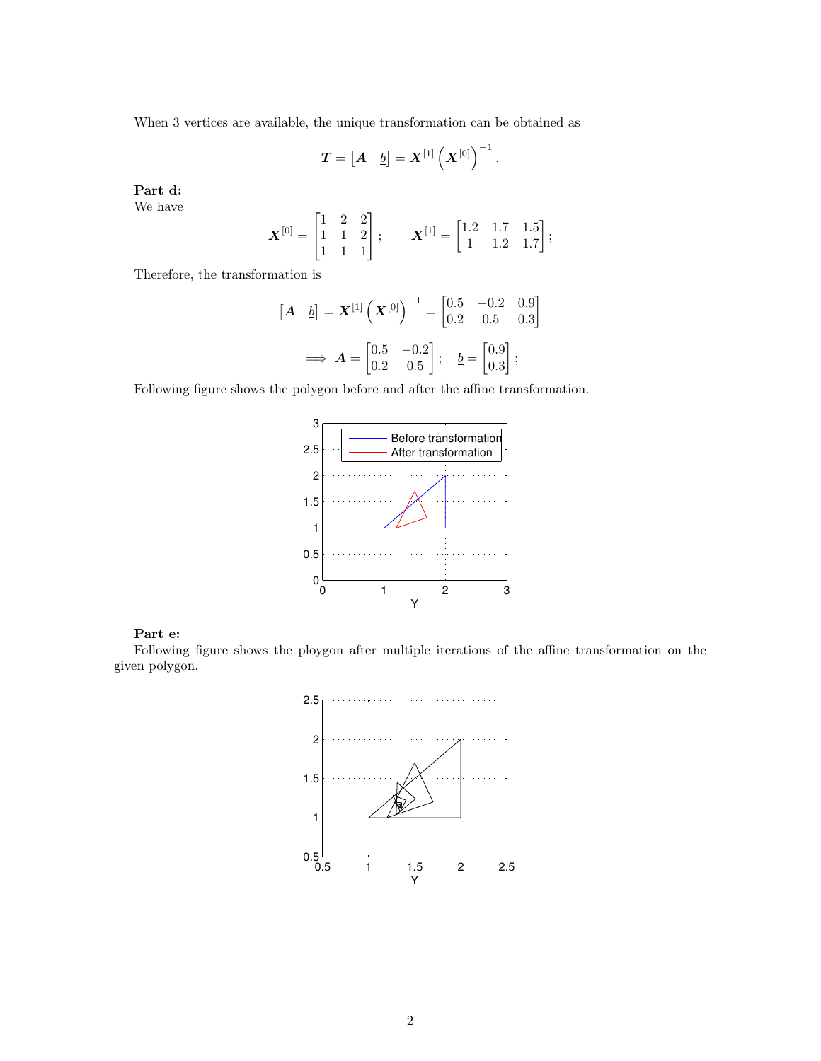When 3 vertices are available, the unique transformation can be obtained as

$$\boldsymbol{T} = \begin{bmatrix} \boldsymbol{A} & \underline{b} \end{bmatrix} = \boldsymbol{X}^{[1]} \left( \boldsymbol{X}^{[0]} \right)^{-1}.$$

**Part d:**

We have

$$\boldsymbol{X}^{[0]} = \begin{bmatrix} 1 & 2 & 2 \\ 1 & 1 & 2 \\ 1 & 1 & 1 \end{bmatrix}; \qquad \boldsymbol{X}^{[1]} = \begin{bmatrix} 1.2 & 1.7 & 1.5 \\ 1 & 1.2 & 1.7 \end{bmatrix};$$

Therefore, the transformation is

$$\begin{bmatrix} \boldsymbol{A} & \underline{b} \end{bmatrix} = \boldsymbol{X}^{[1]} \left( \boldsymbol{X}^{[0]} \right)^{-1} = \begin{bmatrix} 0.5 & -0.2 & 0.9 \\ 0.2 & 0.5 & 0.3 \end{bmatrix}$$

$$\implies \boldsymbol{A} = \begin{bmatrix} 0.5 & -0.2 \\ 0.2 & 0.5 \end{bmatrix}; \quad \underline{b} = \begin{bmatrix} 0.9 \\ 0.3 \end{bmatrix};$$

Following figure shows the polygon before and after the affine transformation.

**Part e:**

Following figure shows the ploygon after multiple iterations of the affine transformation on the given polygon.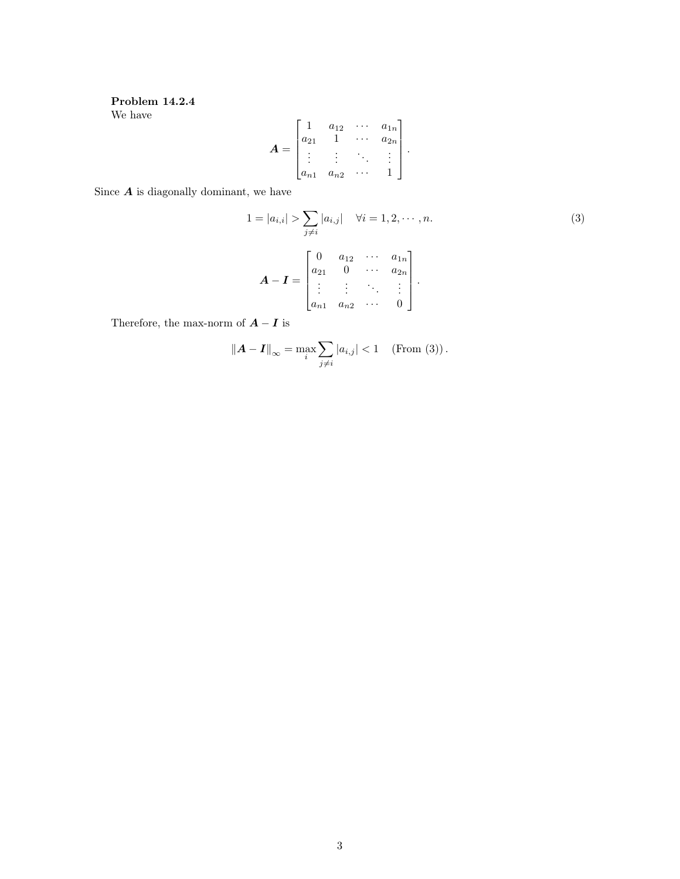**Problem 14.2.4**

We have

$$\boldsymbol{A} = \begin{bmatrix} 1 & a_{12} & \cdots & a_{1n} \\ a_{21} & 1 & \cdots & a_{2n} \\ \vdots & \vdots & \ddots & \vdots \\ a_{n1} & a_{n2} & \cdots & 1 \end{bmatrix}.$$

Since $\boldsymbol{A}$ is diagonally dominant, we have

$$1 = |a_{i,i}| > \sum_{j \neq i} |a_{i,j}| \quad \forall i = 1, 2, \cdots, n. \tag{3}$$

$$\boldsymbol{A} - \boldsymbol{I} = \begin{bmatrix} 0 & a_{12} & \cdots & a_{1n} \\ a_{21} & 0 & \cdots & a_{2n} \\ \vdots & \vdots & \ddots & \vdots \\ a_{n1} & a_{n2} & \cdots & 0 \end{bmatrix}.$$

Therefore, the max-norm of $\boldsymbol{A} - \boldsymbol{I}$ is

$$\|\boldsymbol{A} - \boldsymbol{I}\|_{\infty} = \max_{i} \sum_{j \neq i} |a_{i,j}| < 1 \quad (\text{From (3)}).$$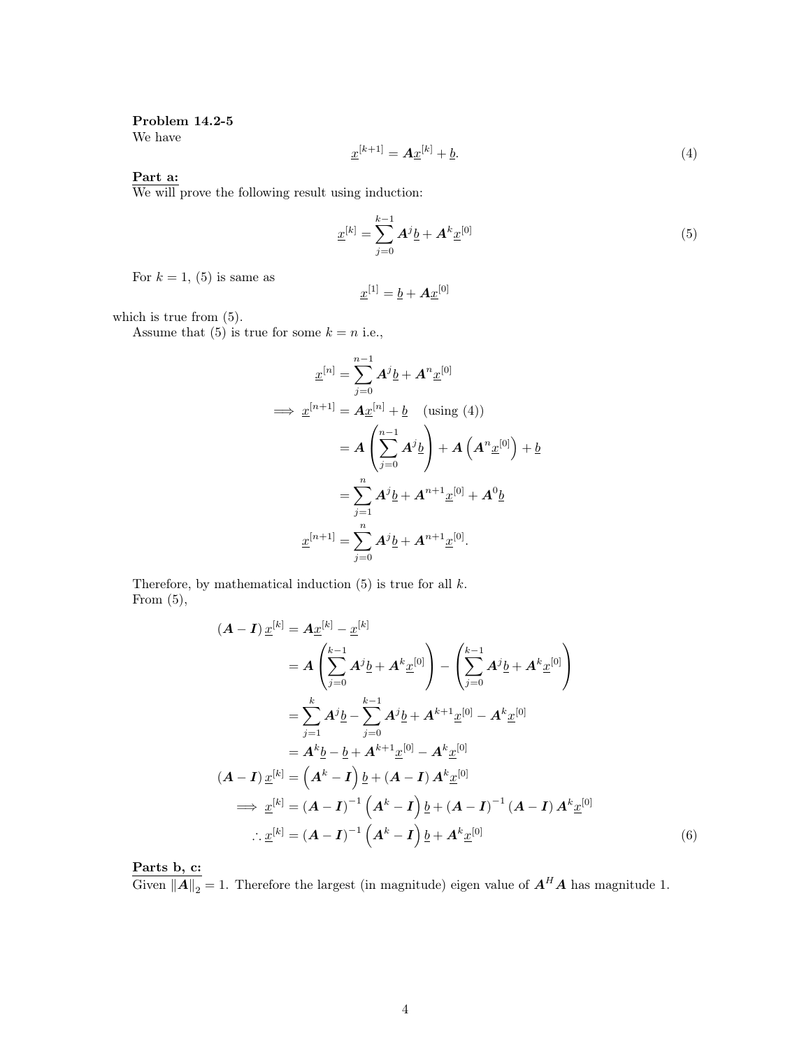**Problem 14.2-5**
We have

$$\underline{x}^{[k+1]} = \boldsymbol{A}\underline{x}^{[k]} + \underline{b}. \tag{4}$$

**Part a:**
We will prove the following result using induction:

$$\underline{x}^{[k]} = \sum_{j=0}^{k-1} \boldsymbol{A}^j \underline{b} + \boldsymbol{A}^k \underline{x}^{[0]} \tag{5}$$

For $k = 1$, (5) is same as

$$\underline{x}^{[1]} = \underline{b} + \boldsymbol{A}\underline{x}^{[0]}$$

which is true from (5).
Assume that (5) is true for some $k = n$ i.e.,

$$\begin{aligned}
\underline{x}^{[n]} &= \sum_{j=0}^{n-1} \boldsymbol{A}^j \underline{b} + \boldsymbol{A}^n \underline{x}^{[0]} \\
\implies \underline{x}^{[n+1]} &= \boldsymbol{A}\underline{x}^{[n]} + \underline{b} \quad \text{(using (4))} \\
&= \boldsymbol{A}\left(\sum_{j=0}^{n-1} \boldsymbol{A}^j \underline{b}\right) + \boldsymbol{A}\left(\boldsymbol{A}^n \underline{x}^{[0]}\right) + \underline{b} \\
&= \sum_{j=1}^{n} \boldsymbol{A}^j \underline{b} + \boldsymbol{A}^{n+1}\underline{x}^{[0]} + \boldsymbol{A}^0 \underline{b} \\
\underline{x}^{[n+1]} &= \sum_{j=0}^{n} \boldsymbol{A}^j \underline{b} + \boldsymbol{A}^{n+1}\underline{x}^{[0]}.
\end{aligned}$$

Therefore, by mathematical induction (5) is true for all $k$.
From (5),

$$\begin{aligned}
(\boldsymbol{A} - \boldsymbol{I})\,\underline{x}^{[k]} &= \boldsymbol{A}\underline{x}^{[k]} - \underline{x}^{[k]} \\
&= \boldsymbol{A}\left(\sum_{j=0}^{k-1} \boldsymbol{A}^j \underline{b} + \boldsymbol{A}^k \underline{x}^{[0]}\right) - \left(\sum_{j=0}^{k-1} \boldsymbol{A}^j \underline{b} + \boldsymbol{A}^k \underline{x}^{[0]}\right) \\
&= \sum_{j=1}^{k} \boldsymbol{A}^j \underline{b} - \sum_{j=0}^{k-1} \boldsymbol{A}^j \underline{b} + \boldsymbol{A}^{k+1}\underline{x}^{[0]} - \boldsymbol{A}^k \underline{x}^{[0]} \\
&= \boldsymbol{A}^k \underline{b} - \underline{b} + \boldsymbol{A}^{k+1}\underline{x}^{[0]} - \boldsymbol{A}^k \underline{x}^{[0]} \\
(\boldsymbol{A} - \boldsymbol{I})\,\underline{x}^{[k]} &= \left(\boldsymbol{A}^k - \boldsymbol{I}\right)\underline{b} + (\boldsymbol{A} - \boldsymbol{I})\,\boldsymbol{A}^k \underline{x}^{[0]} \\
\implies \underline{x}^{[k]} &= (\boldsymbol{A} - \boldsymbol{I})^{-1}\left(\boldsymbol{A}^k - \boldsymbol{I}\right)\underline{b} + (\boldsymbol{A} - \boldsymbol{I})^{-1}(\boldsymbol{A} - \boldsymbol{I})\,\boldsymbol{A}^k \underline{x}^{[0]} \\
\therefore \underline{x}^{[k]} &= (\boldsymbol{A} - \boldsymbol{I})^{-1}\left(\boldsymbol{A}^k - \boldsymbol{I}\right)\underline{b} + \boldsymbol{A}^k \underline{x}^{[0]}
\end{aligned} \tag{6}$$

**Parts b, c:**
Given $\|\boldsymbol{A}\|_2 = 1$. Therefore the largest (in magnitude) eigen value of $\boldsymbol{A}^H\boldsymbol{A}$ has magnitude 1.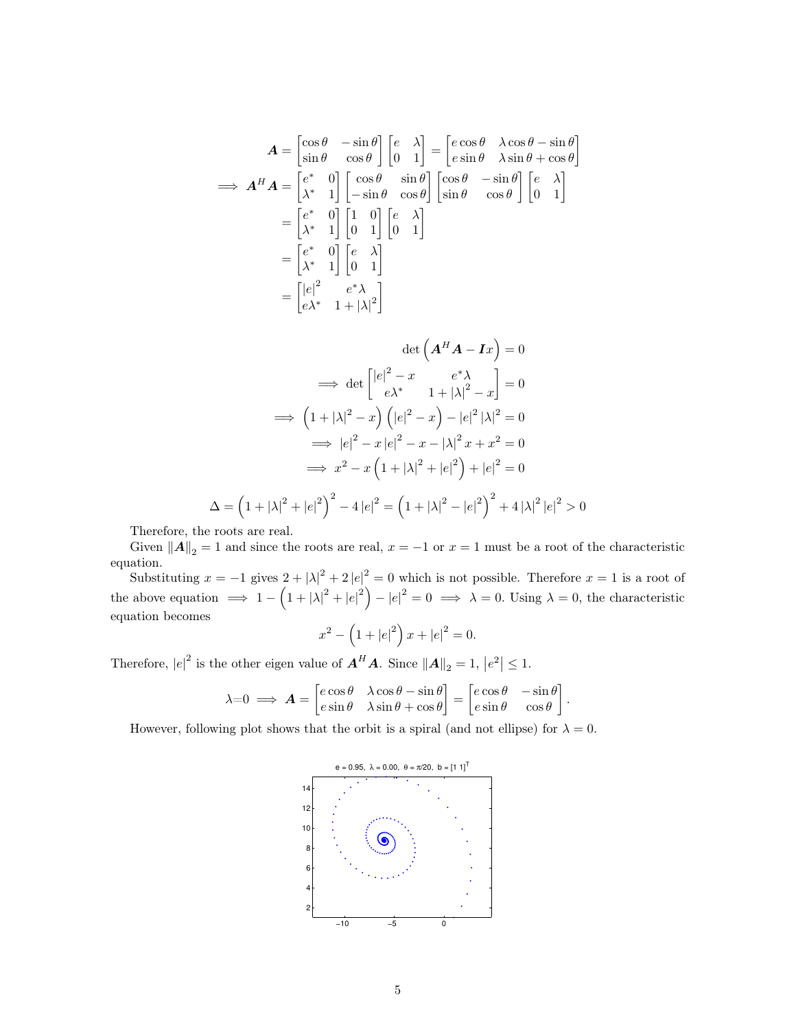$$
\begin{aligned}
\boldsymbol{A} &= \begin{bmatrix} \cos\theta & -\sin\theta \\ \sin\theta & \cos\theta \end{bmatrix} \begin{bmatrix} e & \lambda \\ 0 & 1 \end{bmatrix} = \begin{bmatrix} e\cos\theta & \lambda\cos\theta - \sin\theta \\ e\sin\theta & \lambda\sin\theta + \cos\theta \end{bmatrix} \\
\implies \boldsymbol{A}^H\boldsymbol{A} &= \begin{bmatrix} e^* & 0 \\ \lambda^* & 1 \end{bmatrix} \begin{bmatrix} \cos\theta & \sin\theta \\ -\sin\theta & \cos\theta \end{bmatrix} \begin{bmatrix} \cos\theta & -\sin\theta \\ \sin\theta & \cos\theta \end{bmatrix} \begin{bmatrix} e & \lambda \\ 0 & 1 \end{bmatrix} \\
&= \begin{bmatrix} e^* & 0 \\ \lambda^* & 1 \end{bmatrix} \begin{bmatrix} 1 & 0 \\ 0 & 1 \end{bmatrix} \begin{bmatrix} e & \lambda \\ 0 & 1 \end{bmatrix} \\
&= \begin{bmatrix} e^* & 0 \\ \lambda^* & 1 \end{bmatrix} \begin{bmatrix} e & \lambda \\ 0 & 1 \end{bmatrix} \\
&= \begin{bmatrix} |e|^2 & e^*\lambda \\ e\lambda^* & 1 + |\lambda|^2 \end{bmatrix}
\end{aligned}
$$

$$
\begin{aligned}
\det\left(\boldsymbol{A}^H\boldsymbol{A} - \boldsymbol{I}x\right) &= 0 \\
\implies \det \begin{bmatrix} |e|^2 - x & e^*\lambda \\ e\lambda^* & 1 + |\lambda|^2 - x \end{bmatrix} &= 0 \\
\implies \left(1 + |\lambda|^2 - x\right)\left(|e|^2 - x\right) - |e|^2|\lambda|^2 &= 0 \\
\implies |e|^2 - x|e|^2 - x - |\lambda|^2 x + x^2 &= 0 \\
\implies x^2 - x\left(1 + |\lambda|^2 + |e|^2\right) + |e|^2 &= 0
\end{aligned}
$$

$$
\Delta = \left(1 + |\lambda|^2 + |e|^2\right)^2 - 4|e|^2 = \left(1 + |\lambda|^2 - |e|^2\right)^2 + 4|\lambda|^2|e|^2 > 0
$$

Therefore, the roots are real.

Given $\|\boldsymbol{A}\|_2 = 1$ and since the roots are real, $x = -1$ or $x = 1$ must be a root of the characteristic equation.

Substituting $x = -1$ gives $2 + |\lambda|^2 + 2|e|^2 = 0$ which is not possible. Therefore $x = 1$ is a root of the above equation $\implies 1 - \left(1 + |\lambda|^2 + |e|^2\right) - |e|^2 = 0 \implies \lambda = 0$. Using $\lambda = 0$, the characteristic equation becomes

$$
x^2 - \left(1 + |e|^2\right)x + |e|^2 = 0.
$$

Therefore, $|e|^2$ is the other eigen value of $\boldsymbol{A}^H\boldsymbol{A}$. Since $\|\boldsymbol{A}\|_2 = 1$, $\left|e^2\right| \leq 1$.

$$
\lambda = 0 \implies \boldsymbol{A} = \begin{bmatrix} e\cos\theta & \lambda\cos\theta - \sin\theta \\ e\sin\theta & \lambda\sin\theta + \cos\theta \end{bmatrix} = \begin{bmatrix} e\cos\theta & -\sin\theta \\ e\sin\theta & \cos\theta \end{bmatrix}.
$$

However, following plot shows that the orbit is a spiral (and not ellipse) for $\lambda = 0$.

e = 0.95, λ = 0.00, θ = π/20, b = [1 1]$^T$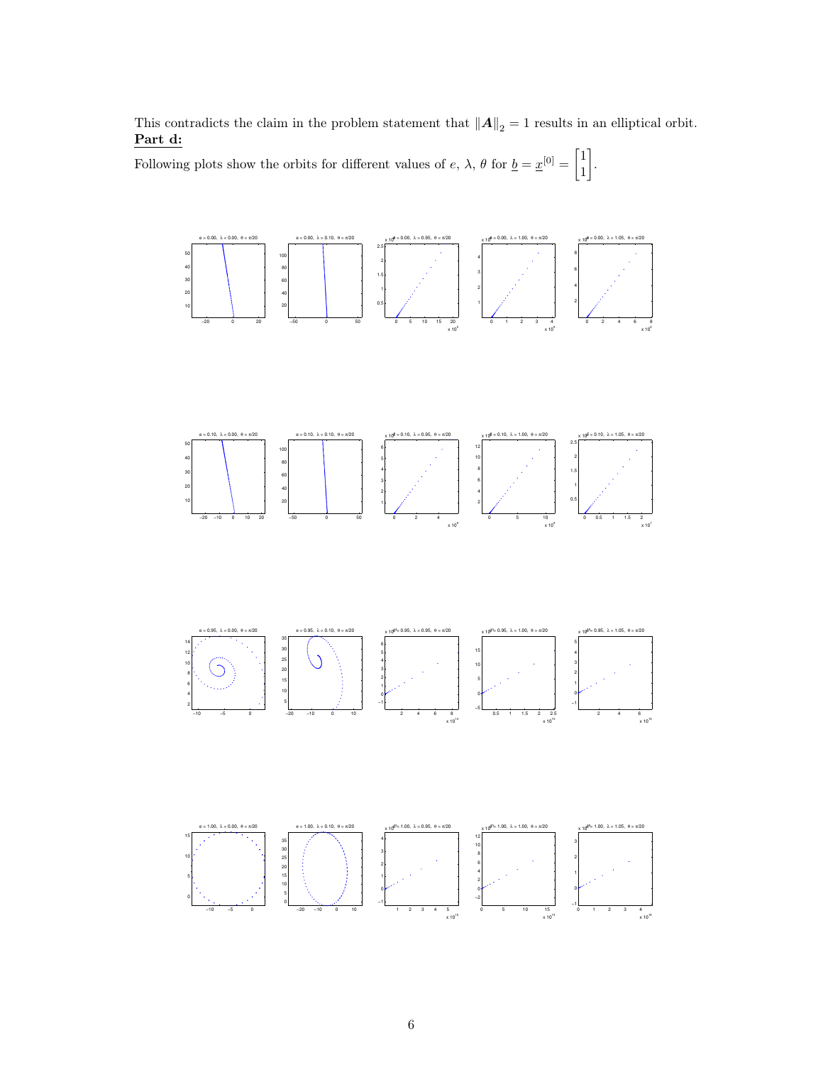This contradicts the claim in the problem statement that $\|\boldsymbol{A}\|_2 = 1$ results in an elliptical orbit.

**Part d:**

Following plots show the orbits for different values of $e$, $\lambda$, $\theta$ for $\underline{b} = \underline{x}^{[0]} = \begin{bmatrix} 1 \\ 1 \end{bmatrix}$.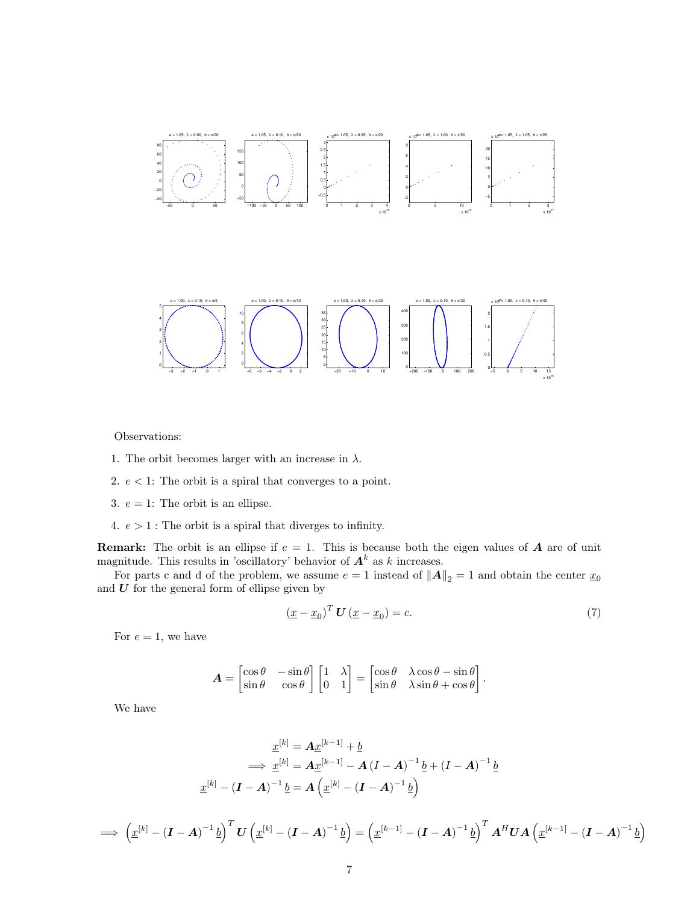Observations:

1. The orbit becomes larger with an increase in $\lambda$.
2. $e < 1$: The orbit is a spiral that converges to a point.
3. $e = 1$: The orbit is an ellipse.
4. $e > 1$ : The orbit is a spiral that diverges to infinity.

**Remark:** The orbit is an ellipse if $e = 1$. This is because both the eigen values of $\boldsymbol{A}$ are of unit magnitude. This results in 'oscillatory' behavior of $\boldsymbol{A}^k$ as $k$ increases.

For parts c and d of the problem, we assume $e = 1$ instead of $\|\boldsymbol{A}\|_2 = 1$ and obtain the center $\underline{x}_0$ and $\boldsymbol{U}$ for the general form of ellipse given by

$$(\underline{x} - \underline{x}_0)^T \boldsymbol{U} (\underline{x} - \underline{x}_0) = c. \tag{7}$$

For $e = 1$, we have

$$\boldsymbol{A} = \begin{bmatrix} \cos\theta & -\sin\theta \\ \sin\theta & \cos\theta \end{bmatrix} \begin{bmatrix} 1 & \lambda \\ 0 & 1 \end{bmatrix} = \begin{bmatrix} \cos\theta & \lambda\cos\theta - \sin\theta \\ \sin\theta & \lambda\sin\theta + \cos\theta \end{bmatrix}.$$

We have

$$\begin{aligned}
\underline{x}^{[k]} &= \boldsymbol{A}\underline{x}^{[k-1]} + \underline{b} \\
\implies \underline{x}^{[k]} &= \boldsymbol{A}\underline{x}^{[k-1]} - \boldsymbol{A}(I - \boldsymbol{A})^{-1}\underline{b} + (I - \boldsymbol{A})^{-1}\underline{b} \\
\underline{x}^{[k]} - (\boldsymbol{I} - \boldsymbol{A})^{-1}\underline{b} &= \boldsymbol{A}\left(\underline{x}^{[k]} - (\boldsymbol{I} - \boldsymbol{A})^{-1}\underline{b}\right)
\end{aligned}$$

$$\implies \left(\underline{x}^{[k]} - (\boldsymbol{I} - \boldsymbol{A})^{-1}\underline{b}\right)^T \boldsymbol{U} \left(\underline{x}^{[k]} - (\boldsymbol{I} - \boldsymbol{A})^{-1}\underline{b}\right) = \left(\underline{x}^{[k-1]} - (\boldsymbol{I} - \boldsymbol{A})^{-1}\underline{b}\right)^T \boldsymbol{A}^H \boldsymbol{U} \boldsymbol{A} \left(\underline{x}^{[k-1]} - (\boldsymbol{I} - \boldsymbol{A})^{-1}\underline{b}\right)$$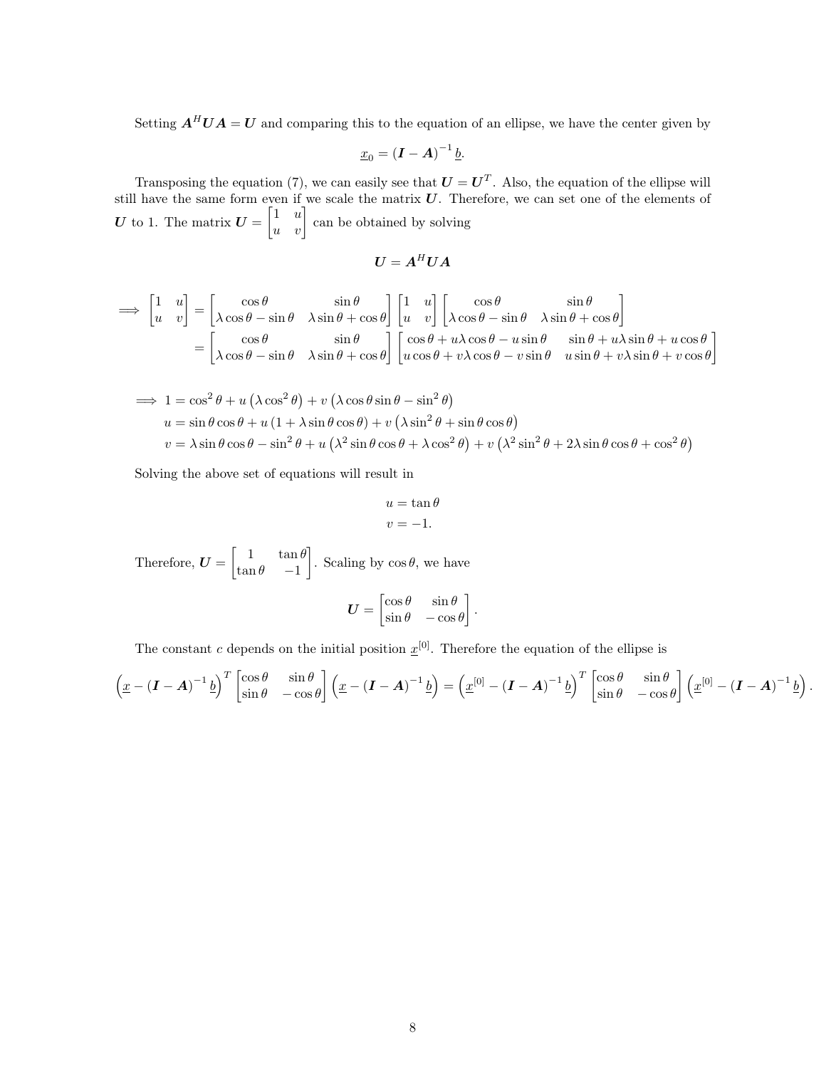Setting $\boldsymbol{A}^H \boldsymbol{U} \boldsymbol{A} = \boldsymbol{U}$ and comparing this to the equation of an ellipse, we have the center given by

$$\underline{x}_0 = (\boldsymbol{I} - \boldsymbol{A})^{-1} \underline{b}.$$

Transposing the equation (7), we can easily see that $\boldsymbol{U} = \boldsymbol{U}^T$. Also, the equation of the ellipse will still have the same form even if we scale the matrix $\boldsymbol{U}$. Therefore, we can set one of the elements of $\boldsymbol{U}$ to 1. The matrix $\boldsymbol{U} = \begin{bmatrix} 1 & u \\ u & v \end{bmatrix}$ can be obtained by solving

$$\boldsymbol{U} = \boldsymbol{A}^H \boldsymbol{U} \boldsymbol{A}$$

$$\begin{aligned}
\implies \begin{bmatrix} 1 & u \\ u & v \end{bmatrix} &= \begin{bmatrix} \cos\theta & \sin\theta \\ \lambda\cos\theta - \sin\theta & \lambda\sin\theta + \cos\theta \end{bmatrix} \begin{bmatrix} 1 & u \\ u & v \end{bmatrix} \begin{bmatrix} \cos\theta & \sin\theta \\ \lambda\cos\theta - \sin\theta & \lambda\sin\theta + \cos\theta \end{bmatrix} \\
&= \begin{bmatrix} \cos\theta & \sin\theta \\ \lambda\cos\theta - \sin\theta & \lambda\sin\theta + \cos\theta \end{bmatrix} \begin{bmatrix} \cos\theta + u\lambda\cos\theta - u\sin\theta & \sin\theta + u\lambda\sin\theta + u\cos\theta \\ u\cos\theta + v\lambda\cos\theta - v\sin\theta & u\sin\theta + v\lambda\sin\theta + v\cos\theta \end{bmatrix}
\end{aligned}$$

$$\begin{aligned}
\implies 1 &= \cos^2\theta + u\left(\lambda\cos^2\theta\right) + v\left(\lambda\cos\theta\sin\theta - \sin^2\theta\right) \\
u &= \sin\theta\cos\theta + u\left(1 + \lambda\sin\theta\cos\theta\right) + v\left(\lambda\sin^2\theta + \sin\theta\cos\theta\right) \\
v &= \lambda\sin\theta\cos\theta - \sin^2\theta + u\left(\lambda^2\sin\theta\cos\theta + \lambda\cos^2\theta\right) + v\left(\lambda^2\sin^2\theta + 2\lambda\sin\theta\cos\theta + \cos^2\theta\right)
\end{aligned}$$

Solving the above set of equations will result in

$$\begin{aligned}
u &= \tan\theta \\
v &= -1.
\end{aligned}$$

Therefore, $\boldsymbol{U} = \begin{bmatrix} 1 & \tan\theta \\ \tan\theta & -1 \end{bmatrix}$. Scaling by $\cos\theta$, we have

$$\boldsymbol{U} = \begin{bmatrix} \cos\theta & \sin\theta \\ \sin\theta & -\cos\theta \end{bmatrix}.$$

The constant $c$ depends on the initial position $\underline{x}^{[0]}$. Therefore the equation of the ellipse is

$$\left(\underline{x} - (\boldsymbol{I} - \boldsymbol{A})^{-1} \underline{b}\right)^T \begin{bmatrix} \cos\theta & \sin\theta \\ \sin\theta & -\cos\theta \end{bmatrix} \left(\underline{x} - (\boldsymbol{I} - \boldsymbol{A})^{-1} \underline{b}\right) = \left(\underline{x}^{[0]} - (\boldsymbol{I} - \boldsymbol{A})^{-1} \underline{b}\right)^T \begin{bmatrix} \cos\theta & \sin\theta \\ \sin\theta & -\cos\theta \end{bmatrix} \left(\underline{x}^{[0]} - (\boldsymbol{I} - \boldsymbol{A})^{-1} \underline{b}\right).$$